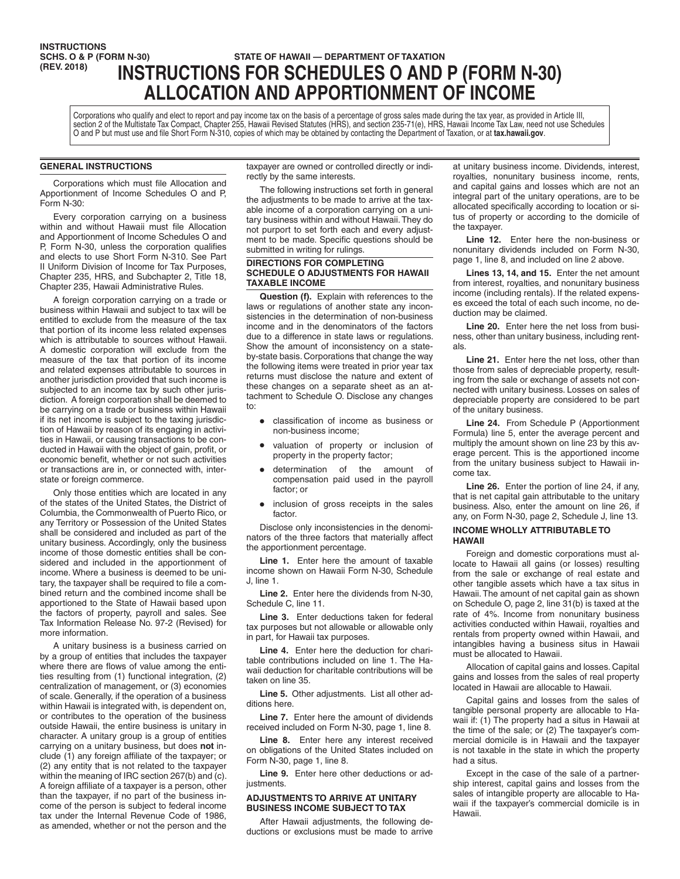INSTRUCTIONS
SCHS. O & P (FORM N-30)
(REV. 2018)

STATE OF HAWAII — DEPARTMENT OF TAXATION

# INSTRUCTIONS FOR SCHEDULES O AND P (FORM N-30) ALLOCATION AND APPORTIONMENT OF INCOME

Corporations who qualify and elect to report and pay income tax on the basis of a percentage of gross sales made during the tax year, as provided in Article III, section 2 of the Multistate Tax Compact, Chapter 255, Hawaii Revised Statutes (HRS), and section 235-71(e), HRS, Hawaii Income Tax Law, need not use Schedules O and P but must use and file Short Form N-310, copies of which may be obtained by contacting the Department of Taxation, or at **tax.hawaii.gov**.

## GENERAL INSTRUCTIONS

Corporations which must file Allocation and Apportionment of Income Schedules O and P, Form N-30:

Every corporation carrying on a business within and without Hawaii must file Allocation and Apportionment of Income Schedules O and P, Form N-30, unless the corporation qualifies and elects to use Short Form N-310. See Part II Uniform Division of Income for Tax Purposes, Chapter 235, HRS, and Subchapter 2, Title 18, Chapter 235, Hawaii Administrative Rules.

A foreign corporation carrying on a trade or business within Hawaii and subject to tax will be entitled to exclude from the measure of the tax that portion of its income less related expenses which is attributable to sources without Hawaii. A domestic corporation will exclude from the measure of the tax that portion of its income and related expenses attributable to sources in another jurisdiction provided that such income is subjected to an income tax by such other jurisdiction. A foreign corporation shall be deemed to be carrying on a trade or business within Hawaii if its net income is subject to the taxing jurisdiction of Hawaii by reason of its engaging in activities in Hawaii, or causing transactions to be conducted in Hawaii with the object of gain, profit, or economic benefit, whether or not such activities or transactions are in, or connected with, interstate or foreign commerce.

Only those entities which are located in any of the states of the United States, the District of Columbia, the Commonwealth of Puerto Rico, or any Territory or Possession of the United States shall be considered and included as part of the unitary business. Accordingly, only the business income of those domestic entities shall be considered and included in the apportionment of income. Where a business is deemed to be unitary, the taxpayer shall be required to file a combined return and the combined income shall be apportioned to the State of Hawaii based upon the factors of property, payroll and sales. See Tax Information Release No. 97-2 (Revised) for more information.

A unitary business is a business carried on by a group of entities that includes the taxpayer where there are flows of value among the entities resulting from (1) functional integration, (2) centralization of management, or (3) economies of scale. Generally, if the operation of a business within Hawaii is integrated with, is dependent on, or contributes to the operation of the business outside Hawaii, the entire business is unitary in character. A unitary group is a group of entities carrying on a unitary business, but does **not** include (1) any foreign affiliate of the taxpayer; or (2) any entity that is not related to the taxpayer within the meaning of IRC section 267(b) and (c). A foreign affiliate of a taxpayer is a person, other than the taxpayer, if no part of the business income of the person is subject to federal income tax under the Internal Revenue Code of 1986, as amended, whether or not the person and the taxpayer are owned or controlled directly or indirectly by the same interests.

The following instructions set forth in general the adjustments to be made to arrive at the taxable income of a corporation carrying on a unitary business within and without Hawaii. They do not purport to set forth each and every adjustment to be made. Specific questions should be submitted in writing for rulings.

## DIRECTIONS FOR COMPLETING SCHEDULE O ADJUSTMENTS FOR HAWAII TAXABLE INCOME

**Question (f).** Explain with references to the laws or regulations of another state any inconsistencies in the determination of non-business income and in the denominators of the factors due to a difference in state laws or regulations. Show the amount of inconsistency on a state-by-state basis. Corporations that change the way the following items were treated in prior year tax returns must disclose the nature and extent of these changes on a separate sheet as an attachment to Schedule O. Disclose any changes to:

- classification of income as business or non-business income;
- valuation of property or inclusion of property in the property factor;
- determination of the amount of compensation paid used in the payroll factor; or
- inclusion of gross receipts in the sales factor.

Disclose only inconsistencies in the denominators of the three factors that materially affect the apportionment percentage.

**Line 1.** Enter here the amount of taxable income shown on Hawaii Form N-30, Schedule J, line 1.

**Line 2.** Enter here the dividends from N-30, Schedule C, line 11.

**Line 3.** Enter deductions taken for federal tax purposes but not allowable or allowable only in part, for Hawaii tax purposes.

**Line 4.** Enter here the deduction for charitable contributions included on line 1. The Hawaii deduction for charitable contributions will be taken on line 35.

**Line 5.** Other adjustments. List all other additions here.

**Line 7.** Enter here the amount of dividends received included on Form N-30, page 1, line 8.

**Line 8.** Enter here any interest received on obligations of the United States included on Form N-30, page 1, line 8.

**Line 9.** Enter here other deductions or adjustments.

## ADJUSTMENTS TO ARRIVE AT UNITARY BUSINESS INCOME SUBJECT TO TAX

After Hawaii adjustments, the following deductions or exclusions must be made to arrive at unitary business income. Dividends, interest, royalties, nonunitary business income, rents, and capital gains and losses which are not an integral part of the unitary operations, are to be allocated specifically according to location or situs of property or according to the domicile of the taxpayer.

**Line 12.** Enter here the non-business or nonunitary dividends included on Form N-30, page 1, line 8, and included on line 2 above.

**Lines 13, 14, and 15.** Enter the net amount from interest, royalties, and nonunitary business income (including rentals). If the related expenses exceed the total of each such income, no deduction may be claimed.

**Line 20.** Enter here the net loss from business, other than unitary business, including rentals.

**Line 21.** Enter here the net loss, other than those from sales of depreciable property, resulting from the sale or exchange of assets not connected with unitary business. Losses on sales of depreciable property are considered to be part of the unitary business.

**Line 24.** From Schedule P (Apportionment Formula) line 5, enter the average percent and multiply the amount shown on line 23 by this average percent. This is the apportioned income from the unitary business subject to Hawaii income tax.

**Line 26.** Enter the portion of line 24, if any, that is net capital gain attributable to the unitary business. Also, enter the amount on line 26, if any, on Form N-30, page 2, Schedule J, line 13.

## INCOME WHOLLY ATTRIBUTABLE TO HAWAII

Foreign and domestic corporations must allocate to Hawaii all gains (or losses) resulting from the sale or exchange of real estate and other tangible assets which have a tax situs in Hawaii. The amount of net capital gain as shown on Schedule O, page 2, line 31(b) is taxed at the rate of 4%. Income from nonunitary business activities conducted within Hawaii, royalties and rentals from property owned within Hawaii, and intangibles having a business situs in Hawaii must be allocated to Hawaii.

Allocation of capital gains and losses. Capital gains and losses from the sales of real property located in Hawaii are allocable to Hawaii.

Capital gains and losses from the sales of tangible personal property are allocable to Hawaii if: (1) The property had a situs in Hawaii at the time of the sale; or (2) The taxpayer's commercial domicile is in Hawaii and the taxpayer is not taxable in the state in which the property had a situs.

Except in the case of the sale of a partnership interest, capital gains and losses from the sales of intangible property are allocable to Hawaii if the taxpayer's commercial domicile is in Hawaii.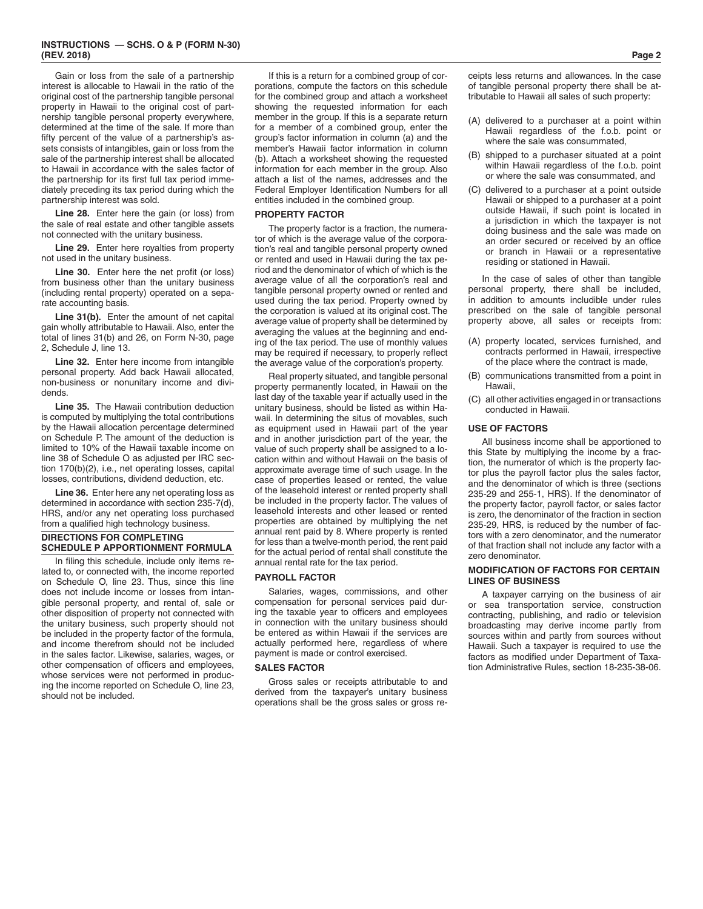Gain or loss from the sale of a partnership interest is allocable to Hawaii in the ratio of the original cost of the partnership tangible personal property in Hawaii to the original cost of partnership tangible personal property everywhere, determined at the time of the sale. If more than fifty percent of the value of a partnership's assets consists of intangibles, gain or loss from the sale of the partnership interest shall be allocated to Hawaii in accordance with the sales factor of the partnership for its first full tax period immediately preceding its tax period during which the partnership interest was sold.

**Line 28.** Enter here the gain (or loss) from the sale of real estate and other tangible assets not connected with the unitary business.

**Line 29.** Enter here royalties from property not used in the unitary business.

**Line 30.** Enter here the net profit (or loss) from business other than the unitary business (including rental property) operated on a separate accounting basis.

**Line 31(b).** Enter the amount of net capital gain wholly attributable to Hawaii. Also, enter the total of lines 31(b) and 26, on Form N-30, page 2, Schedule J, line 13.

**Line 32.** Enter here income from intangible personal property. Add back Hawaii allocated, non-business or nonunitary income and dividends.

**Line 35.** The Hawaii contribution deduction is computed by multiplying the total contributions by the Hawaii allocation percentage determined on Schedule P. The amount of the deduction is limited to 10% of the Hawaii taxable income on line 38 of Schedule O as adjusted per IRC section 170(b)(2), i.e., net operating losses, capital losses, contributions, dividend deduction, etc.

**Line 36.** Enter here any net operating loss as determined in accordance with section 235-7(d), HRS, and/or any net operating loss purchased from a qualified high technology business.

## DIRECTIONS FOR COMPLETING SCHEDULE P APPORTIONMENT FORMULA

In filing this schedule, include only items related to, or connected with, the income reported on Schedule O, line 23. Thus, since this line does not include income or losses from intangible personal property, and rental of, sale or other disposition of property not connected with the unitary business, such property should not be included in the property factor of the formula, and income therefrom should not be included in the sales factor. Likewise, salaries, wages, or other compensation of officers and employees, whose services were not performed in producing the income reported on Schedule O, line 23, should not be included.

If this is a return for a combined group of corporations, compute the factors on this schedule for the combined group and attach a worksheet showing the requested information for each member in the group. If this is a separate return for a member of a combined group, enter the group's factor information in column (a) and the member's Hawaii factor information in column (b). Attach a worksheet showing the requested information for each member in the group. Also attach a list of the names, addresses and the Federal Employer Identification Numbers for all entities included in the combined group.

### PROPERTY FACTOR

The property factor is a fraction, the numerator of which is the average value of the corporation's real and tangible personal property owned or rented and used in Hawaii during the tax period and the denominator of which of which is the average value of all the corporation's real and tangible personal property owned or rented and used during the tax period. Property owned by the corporation is valued at its original cost. The average value of property shall be determined by averaging the values at the beginning and ending of the tax period. The use of monthly values may be required if necessary, to properly reflect the average value of the corporation's property.

Real property situated, and tangible personal property permanently located, in Hawaii on the last day of the taxable year if actually used in the unitary business, should be listed as within Hawaii. In determining the situs of movables, such as equipment used in Hawaii part of the year and in another jurisdiction part of the year, the value of such property shall be assigned to a location within and without Hawaii on the basis of approximate average time of such usage. In the case of properties leased or rented, the value of the leasehold interest or rented property shall be included in the property factor. The values of leasehold interests and other leased or rented properties are obtained by multiplying the net annual rent paid by 8. Where property is rented for less than a twelve-month period, the rent paid for the actual period of rental shall constitute the annual rental rate for the tax period.

### PAYROLL FACTOR

Salaries, wages, commissions, and other compensation for personal services paid during the taxable year to officers and employees in connection with the unitary business should be entered as within Hawaii if the services are actually performed here, regardless of where payment is made or control exercised.

### SALES FACTOR

Gross sales or receipts attributable to and derived from the taxpayer's unitary business operations shall be the gross sales or gross receipts less returns and allowances. In the case of tangible personal property there shall be attributable to Hawaii all sales of such property:

(A) delivered to a purchaser at a point within Hawaii regardless of the f.o.b. point or where the sale was consummated,

(B) shipped to a purchaser situated at a point within Hawaii regardless of the f.o.b. point or where the sale was consummated, and

(C) delivered to a purchaser at a point outside Hawaii or shipped to a purchaser at a point outside Hawaii, if such point is located in a jurisdiction in which the taxpayer is not doing business and the sale was made on an order secured or received by an office or branch in Hawaii or a representative residing or stationed in Hawaii.

In the case of sales of other than tangible personal property, there shall be included, in addition to amounts includible under rules prescribed on the sale of tangible personal property above, all sales or receipts from:

(A) property located, services furnished, and contracts performed in Hawaii, irrespective of the place where the contract is made,

(B) communications transmitted from a point in Hawaii,

(C) all other activities engaged in or transactions conducted in Hawaii.

### USE OF FACTORS

All business income shall be apportioned to this State by multiplying the income by a fraction, the numerator of which is the property factor plus the payroll factor plus the sales factor, and the denominator of which is three (sections 235-29 and 255-1, HRS). If the denominator of the property factor, payroll factor, or sales factor is zero, the denominator of the fraction in section 235-29, HRS, is reduced by the number of factors with a zero denominator, and the numerator of that fraction shall not include any factor with a zero denominator.

### MODIFICATION OF FACTORS FOR CERTAIN LINES OF BUSINESS

A taxpayer carrying on the business of air or sea transportation service, construction contracting, publishing, and radio or television broadcasting may derive income partly from sources within and partly from sources without Hawaii. Such a taxpayer is required to use the factors as modified under Department of Taxation Administrative Rules, section 18-235-38-06.